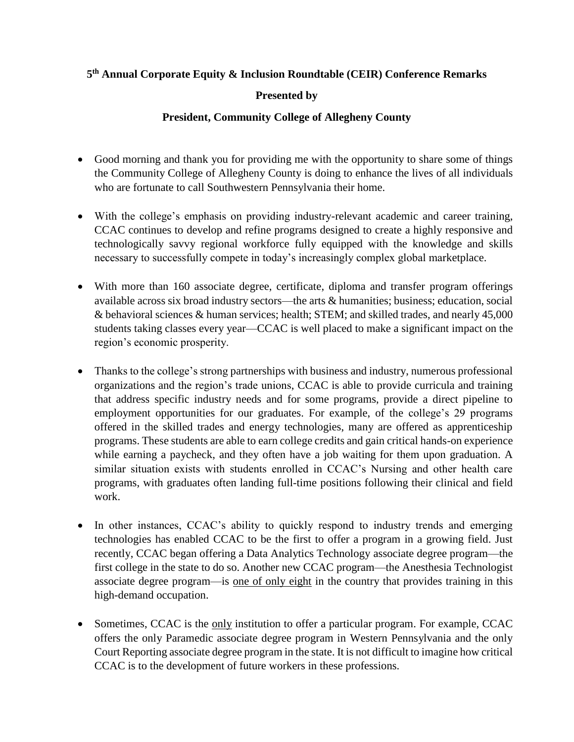**5th Annual Corporate Equity & Inclusion Roundtable (CEIR) Conference Remarks**

**Presented by**

**President, Community College of Allegheny County**

- Good morning and thank you for providing me with the opportunity to share some of things the Community College of Allegheny County is doing to enhance the lives of all individuals who are fortunate to call Southwestern Pennsylvania their home.

- With the college's emphasis on providing industry-relevant academic and career training, CCAC continues to develop and refine programs designed to create a highly responsive and technologically savvy regional workforce fully equipped with the knowledge and skills necessary to successfully compete in today's increasingly complex global marketplace.

- With more than 160 associate degree, certificate, diploma and transfer program offerings available across six broad industry sectors—the arts & humanities; business; education, social & behavioral sciences & human services; health; STEM; and skilled trades, and nearly 45,000 students taking classes every year—CCAC is well placed to make a significant impact on the region's economic prosperity.

- Thanks to the college's strong partnerships with business and industry, numerous professional organizations and the region's trade unions, CCAC is able to provide curricula and training that address specific industry needs and for some programs, provide a direct pipeline to employment opportunities for our graduates. For example, of the college's 29 programs offered in the skilled trades and energy technologies, many are offered as apprenticeship programs. These students are able to earn college credits and gain critical hands-on experience while earning a paycheck, and they often have a job waiting for them upon graduation. A similar situation exists with students enrolled in CCAC's Nursing and other health care programs, with graduates often landing full-time positions following their clinical and field work.

- In other instances, CCAC's ability to quickly respond to industry trends and emerging technologies has enabled CCAC to be the first to offer a program in a growing field. Just recently, CCAC began offering a Data Analytics Technology associate degree program—the first college in the state to do so. Another new CCAC program—the Anesthesia Technologist associate degree program—is <u>one of only eight</u> in the country that provides training in this high-demand occupation.

- Sometimes, CCAC is the <u>only</u> institution to offer a particular program. For example, CCAC offers the only Paramedic associate degree program in Western Pennsylvania and the only Court Reporting associate degree program in the state. It is not difficult to imagine how critical CCAC is to the development of future workers in these professions.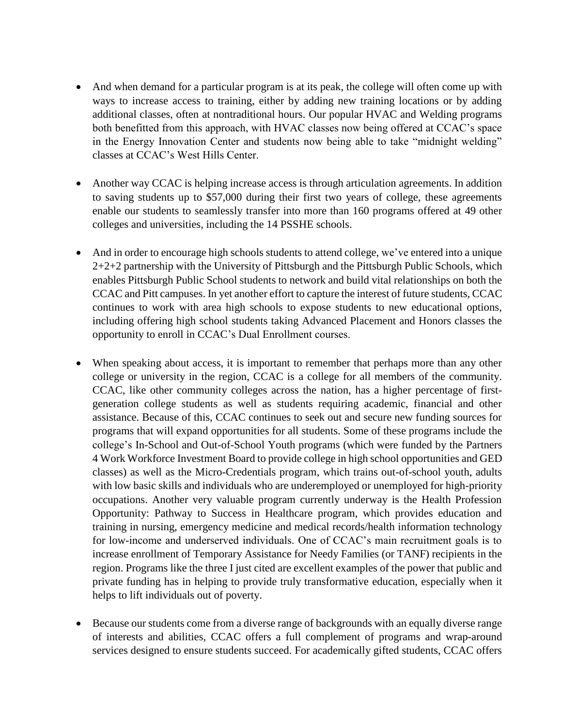- And when demand for a particular program is at its peak, the college will often come up with ways to increase access to training, either by adding new training locations or by adding additional classes, often at nontraditional hours. Our popular HVAC and Welding programs both benefitted from this approach, with HVAC classes now being offered at CCAC's space in the Energy Innovation Center and students now being able to take "midnight welding" classes at CCAC's West Hills Center.

- Another way CCAC is helping increase access is through articulation agreements. In addition to saving students up to $57,000 during their first two years of college, these agreements enable our students to seamlessly transfer into more than 160 programs offered at 49 other colleges and universities, including the 14 PSSHE schools.

- And in order to encourage high schools students to attend college, we've entered into a unique 2+2+2 partnership with the University of Pittsburgh and the Pittsburgh Public Schools, which enables Pittsburgh Public School students to network and build vital relationships on both the CCAC and Pitt campuses. In yet another effort to capture the interest of future students, CCAC continues to work with area high schools to expose students to new educational options, including offering high school students taking Advanced Placement and Honors classes the opportunity to enroll in CCAC's Dual Enrollment courses.

- When speaking about access, it is important to remember that perhaps more than any other college or university in the region, CCAC is a college for all members of the community. CCAC, like other community colleges across the nation, has a higher percentage of first-generation college students as well as students requiring academic, financial and other assistance. Because of this, CCAC continues to seek out and secure new funding sources for programs that will expand opportunities for all students. Some of these programs include the college's In-School and Out-of-School Youth programs (which were funded by the Partners 4 Work Workforce Investment Board to provide college in high school opportunities and GED classes) as well as the Micro-Credentials program, which trains out-of-school youth, adults with low basic skills and individuals who are underemployed or unemployed for high-priority occupations. Another very valuable program currently underway is the Health Profession Opportunity: Pathway to Success in Healthcare program, which provides education and training in nursing, emergency medicine and medical records/health information technology for low-income and underserved individuals. One of CCAC's main recruitment goals is to increase enrollment of Temporary Assistance for Needy Families (or TANF) recipients in the region. Programs like the three I just cited are excellent examples of the power that public and private funding has in helping to provide truly transformative education, especially when it helps to lift individuals out of poverty.

- Because our students come from a diverse range of backgrounds with an equally diverse range of interests and abilities, CCAC offers a full complement of programs and wrap-around services designed to ensure students succeed. For academically gifted students, CCAC offers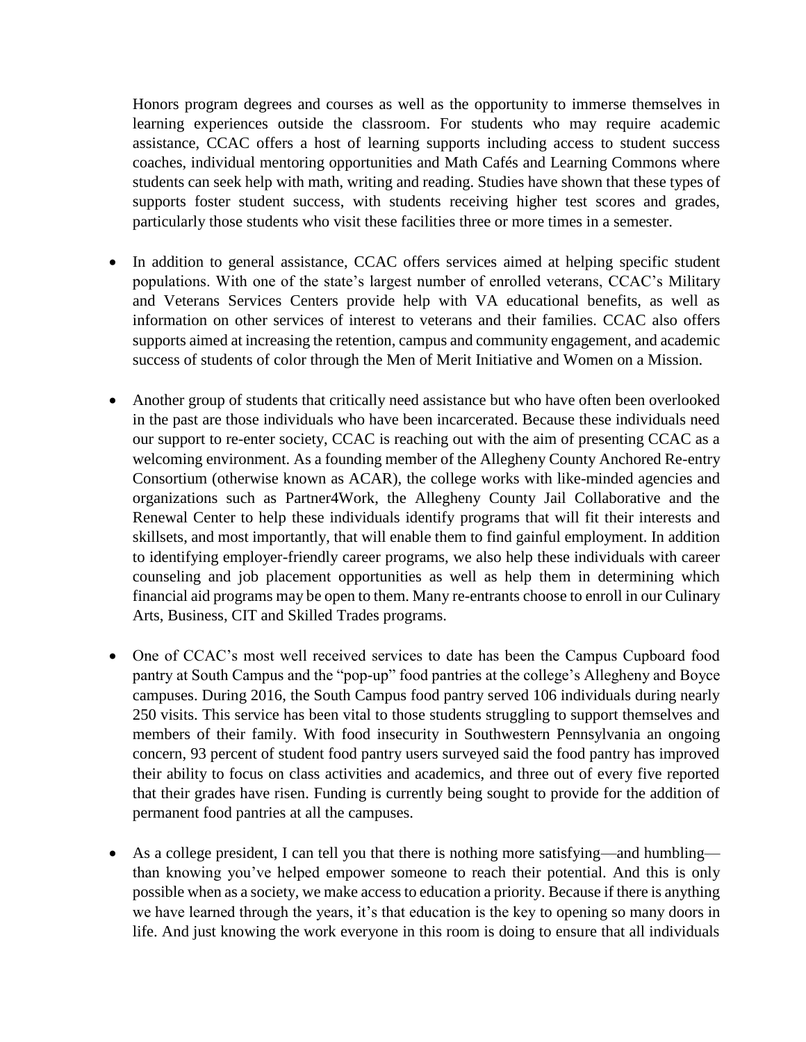Honors program degrees and courses as well as the opportunity to immerse themselves in learning experiences outside the classroom. For students who may require academic assistance, CCAC offers a host of learning supports including access to student success coaches, individual mentoring opportunities and Math Cafés and Learning Commons where students can seek help with math, writing and reading. Studies have shown that these types of supports foster student success, with students receiving higher test scores and grades, particularly those students who visit these facilities three or more times in a semester.

- In addition to general assistance, CCAC offers services aimed at helping specific student populations. With one of the state's largest number of enrolled veterans, CCAC's Military and Veterans Services Centers provide help with VA educational benefits, as well as information on other services of interest to veterans and their families. CCAC also offers supports aimed at increasing the retention, campus and community engagement, and academic success of students of color through the Men of Merit Initiative and Women on a Mission.

- Another group of students that critically need assistance but who have often been overlooked in the past are those individuals who have been incarcerated. Because these individuals need our support to re-enter society, CCAC is reaching out with the aim of presenting CCAC as a welcoming environment. As a founding member of the Allegheny County Anchored Re-entry Consortium (otherwise known as ACAR), the college works with like-minded agencies and organizations such as Partner4Work, the Allegheny County Jail Collaborative and the Renewal Center to help these individuals identify programs that will fit their interests and skillsets, and most importantly, that will enable them to find gainful employment. In addition to identifying employer-friendly career programs, we also help these individuals with career counseling and job placement opportunities as well as help them in determining which financial aid programs may be open to them. Many re-entrants choose to enroll in our Culinary Arts, Business, CIT and Skilled Trades programs.

- One of CCAC's most well received services to date has been the Campus Cupboard food pantry at South Campus and the "pop-up" food pantries at the college's Allegheny and Boyce campuses. During 2016, the South Campus food pantry served 106 individuals during nearly 250 visits. This service has been vital to those students struggling to support themselves and members of their family. With food insecurity in Southwestern Pennsylvania an ongoing concern, 93 percent of student food pantry users surveyed said the food pantry has improved their ability to focus on class activities and academics, and three out of every five reported that their grades have risen. Funding is currently being sought to provide for the addition of permanent food pantries at all the campuses.

- As a college president, I can tell you that there is nothing more satisfying—and humbling—than knowing you've helped empower someone to reach their potential. And this is only possible when as a society, we make access to education a priority. Because if there is anything we have learned through the years, it's that education is the key to opening so many doors in life. And just knowing the work everyone in this room is doing to ensure that all individuals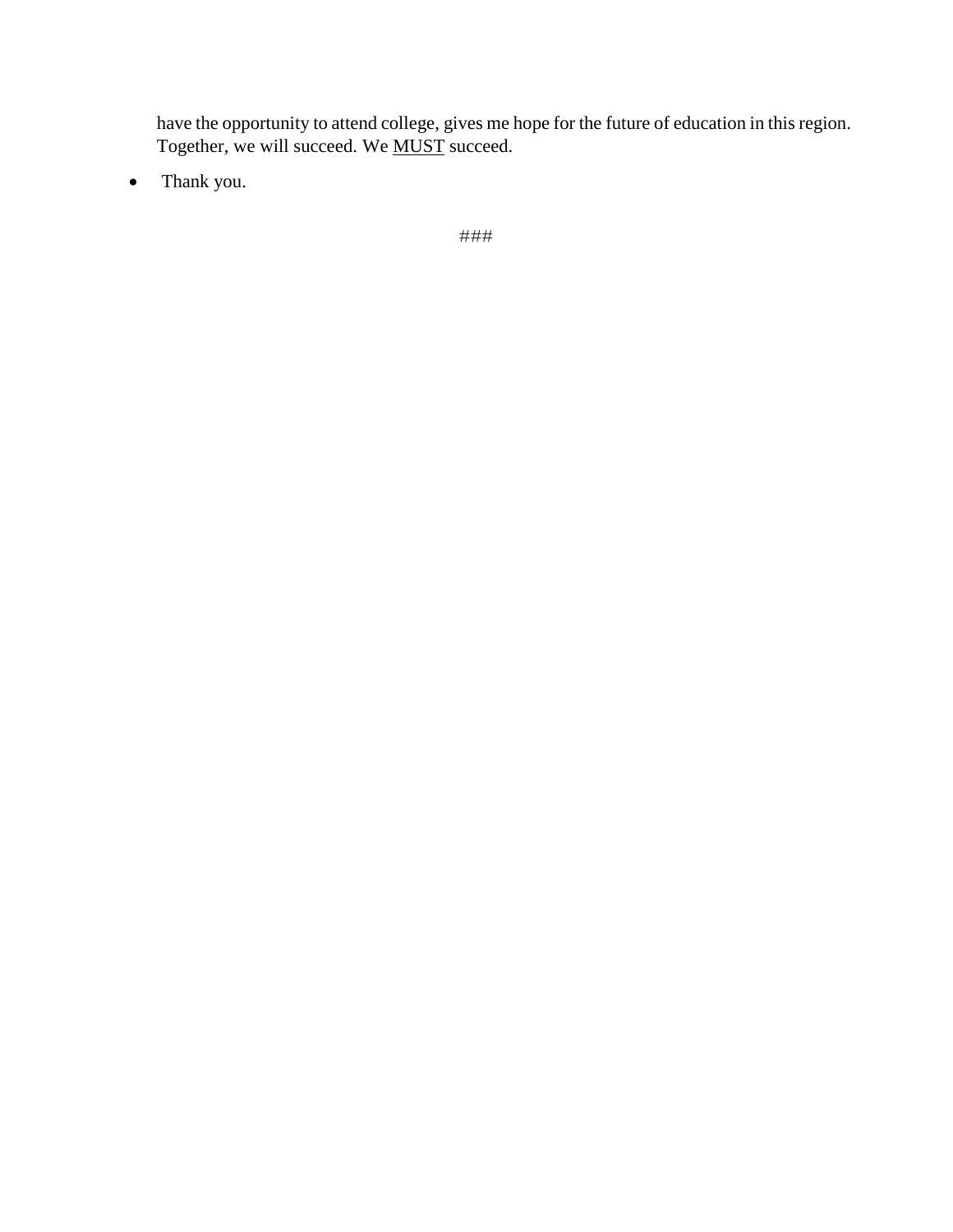have the opportunity to attend college, gives me hope for the future of education in this region. Together, we will succeed. We <u>MUST</u> succeed.

- Thank you.

###